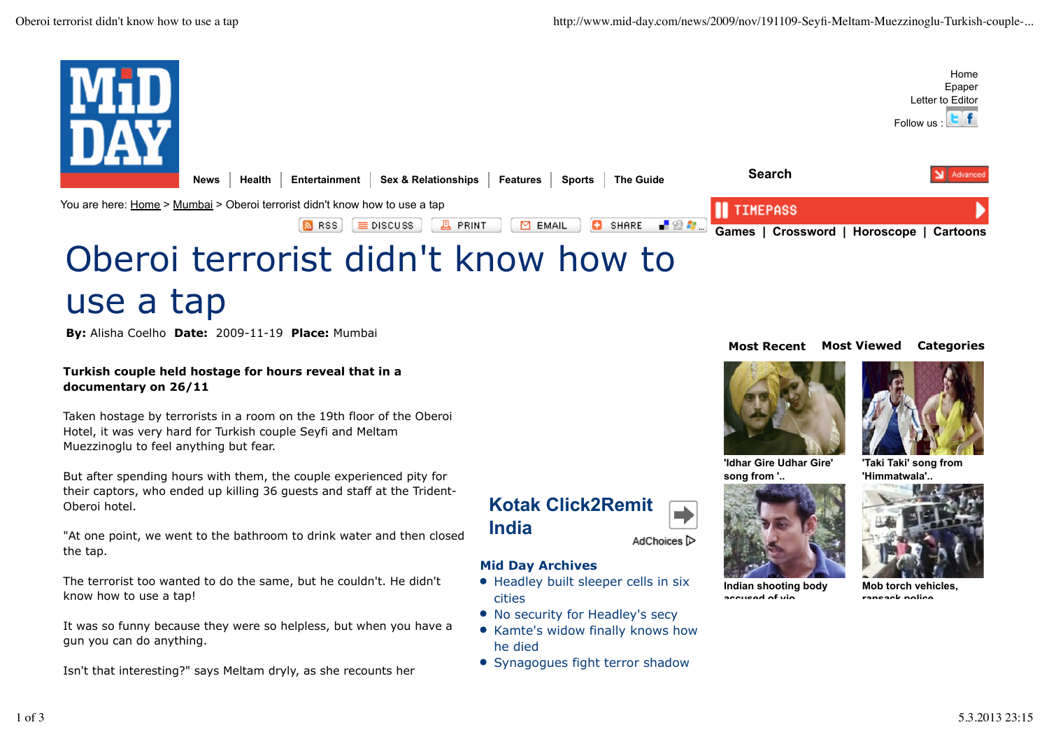# Oberoi terrorist didn't know how to use a tap

**By:** Alisha Coelho **Date:** 2009-11-19 **Place:** Mumbai

**Turkish couple held hostage for hours reveal that in a documentary on 26/11**

Taken hostage by terrorists in a room on the 19th floor of the Oberoi Hotel, it was very hard for Turkish couple Seyfi and Meltam Muezzinoglu to feel anything but fear.

But after spending hours with them, the couple experienced pity for their captors, who ended up killing 36 guests and staff at the Trident-Oberoi hotel.

"At one point, we went to the bathroom to drink water and then closed the tap.

The terrorist too wanted to do the same, but he couldn't. He didn't know how to use a tap!

It was so funny because they were so helpless, but when you have a gun you can do anything.

Isn't that interesting?" says Meltam dryly, as she recounts her

**Mid Day Archives**

- Headley built sleeper cells in six cities
- No security for Headley's secy
- Kamte's widow finally knows how he died
- Synagogues fight terror shadow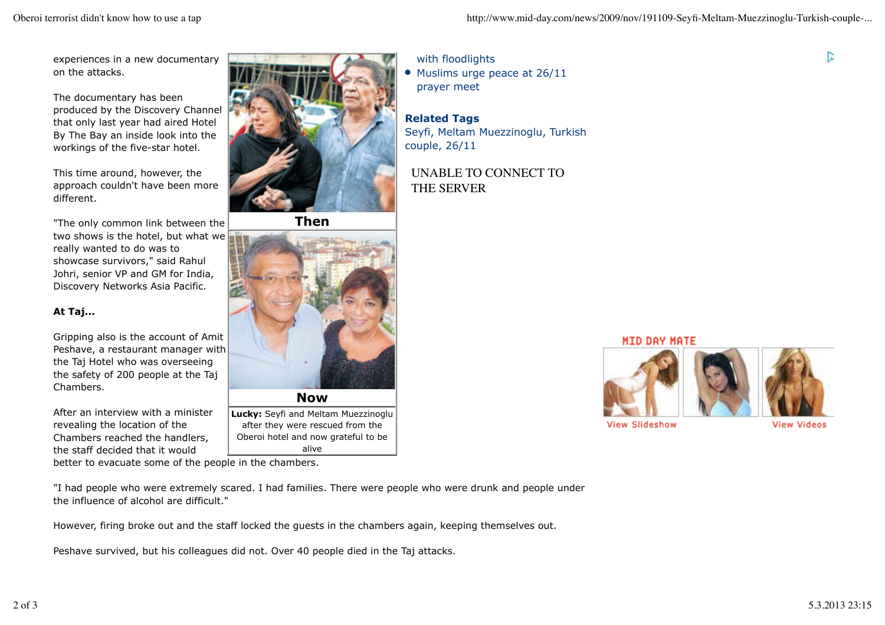experiences in a new documentary on the attacks.

The documentary has been produced by the Discovery Channel that only last year had aired Hotel By The Bay an inside look into the workings of the five-star hotel.

This time around, however, the approach couldn't have been more different.

"The only common link between the two shows is the hotel, but what we really wanted to do was to showcase survivors," said Rahul Johri, senior VP and GM for India, Discovery Networks Asia Pacific.

**At Taj...**

Gripping also is the account of Amit Peshave, a restaurant manager with the Taj Hotel who was overseeing the safety of 200 people at the Taj Chambers.

After an interview with a minister revealing the location of the Chambers reached the handlers, the staff decided that it would better to evacuate some of the people in the chambers.

"I had people who were extremely scared. I had families. There were people who were drunk and people under the influence of alcohol are difficult."

However, firing broke out and the staff locked the guests in the chambers again, keeping themselves out.

Peshave survived, but his colleagues did not. Over 40 people died in the Taj attacks.

Then

Now

**Lucky:** Seyfi and Meltam Muezzinoglu after they were rescued from the Oberoi hotel and now grateful to be alive

- with floodlights
- Muslims urge peace at 26/11 prayer meet

**Related Tags**

Seyfi, Meltam Muezzinoglu, Turkish couple, 26/11

UNABLE TO CONNECT TO THE SERVER

MID DAY MATE

View Slideshow

View Videos